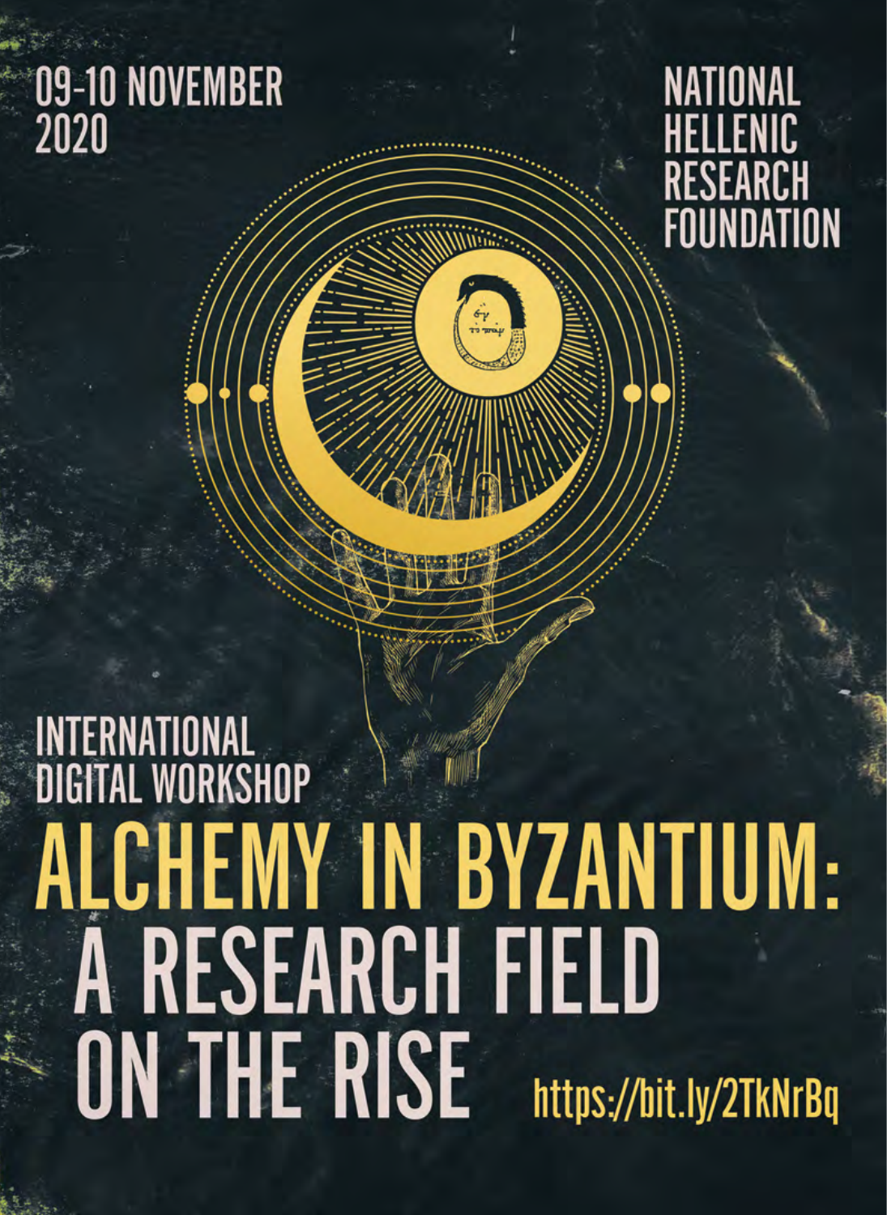09-10 NOVEMBER 2020

NATIONAL HELLENIC RESEARCH FOUNDATION

INTERNATIONAL DIGITAL WORKSHOP

# ALCHEMY IN BYZANTIUM: A RESEARCH FIELD ON THE RISE

https://bit.ly/2TkNrBq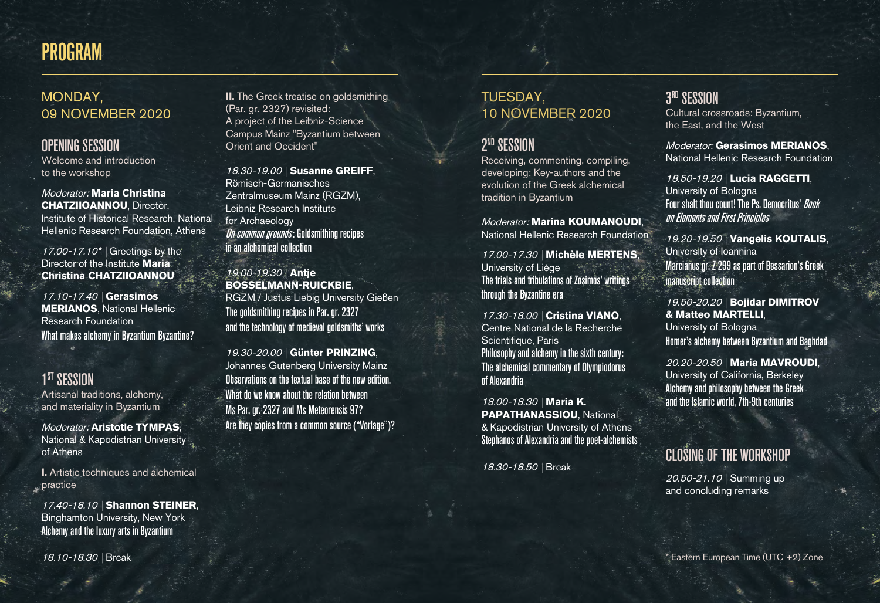# PROGRAM

## MONDAY, 09 NOVEMBER 2020

### OPENING SESSION

Welcome and introduction to the workshop

*Moderator:* **Maria Christina CHATZIIOANNOU**, Director, Institute of Historical Research, National Hellenic Research Foundation, Athens

*17.00-17.10** | Greetings by the Director of the Institute **Maria Christina CHATZIIOANNOU**

*17.10-17.40* | **Gerasimos MERIANOS**, National Hellenic Research Foundation
What makes alchemy in Byzantium Byzantine?

### 1ST SESSION

Artisanal traditions, alchemy, and materiality in Byzantium

*Moderator:* **Aristotle TYMPAS**, National & Kapodistrian University of Athens

**I.** Artistic techniques and alchemical practice

*17.40-18.10* | **Shannon STEINER**, Binghamton University, New York
Alchemy and the luxury arts in Byzantium

*18.10-18.30* | Break

**II.** The Greek treatise on goldsmithing (Par. gr. 2327) revisited: A project of the Leibniz-Science Campus Mainz "Byzantium between Orient and Occident"

*18.30-19.00* | **Susanne GREIFF**, Römisch-Germanisches Zentralmuseum Mainz (RGZM), Leibniz Research Institute for Archaeology
*On common grounds*: Goldsmithing recipes in an alchemical collection

*19.00-19.30* | **Antje BOSSELMANN-RUICKBIE**, RGZM / Justus Liebig University Gießen
The goldsmithing recipes in Par. gr. 2327 and the technology of medieval goldsmiths' works

*19.30-20.00* | **Günter PRINZING**, Johannes Gutenberg University Mainz
Observations on the textual base of the new edition. What do we know about the relation between Ms Par. gr. 2327 and Ms Meteorensis 97? Are they copies from a common source ("Vorlage")?

## TUESDAY, 10 NOVEMBER 2020

### 2ND SESSION

Receiving, commenting, compiling, developing: Key-authors and the evolution of the Greek alchemical tradition in Byzantium

*Moderator:* **Marina KOUMANOUDI**, National Hellenic Research Foundation

*17.00-17.30* | **Michèle MERTENS**, University of Liège
The trials and tribulations of Zosimos' writings through the Byzantine era

*17.30-18.00* | **Cristina VIANO**, Centre National de la Recherche Scientifique, Paris
Philosophy and alchemy in the sixth century: The alchemical commentary of Olympiodorus of Alexandria

*18.00-18.30* | **Maria K. PAPATHANASSIOU**, National & Kapodistrian University of Athens
Stephanos of Alexandria and the poet-alchemists

*18.30-18.50* | Break

### 3RD SESSION

Cultural crossroads: Byzantium, the East, and the West

*Moderator:* **Gerasimos MERIANOS**, National Hellenic Research Foundation

*18.50-19.20* | **Lucia RAGGETTI**, University of Bologna
Four shalt thou count! The Ps. Democritus' *Book on Elements and First Principles*

*19.20-19.50* | **Vangelis KOUTALIS**, University of Ioannina
Marcianus gr. Z 299 as part of Bessarion's Greek manuscript collection

*19.50-20.20* | **Bojidar DIMITROV & Matteo MARTELLI**, University of Bologna
Homer's alchemy between Byzantium and Baghdad

*20.20-20.50* | **Maria MAVROUDI**, University of California, Berkeley
Alchemy and philosophy between the Greek and the Islamic world, 7th-9th centuries

### CLOSING OF THE WORKSHOP

*20.50-21.10* | Summing up and concluding remarks

* Eastern European Time (UTC +2) Zone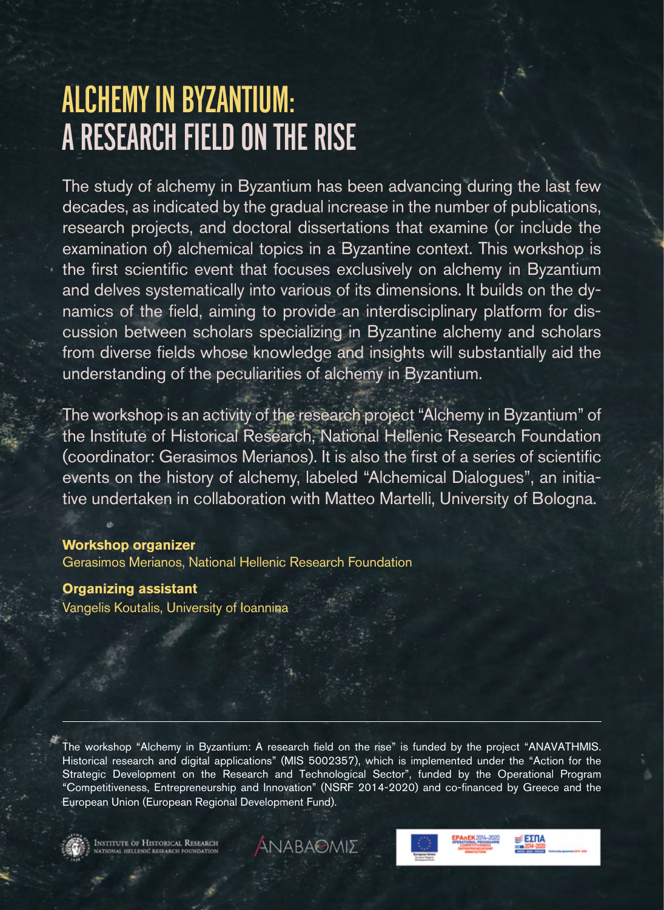# ALCHEMY IN BYZANTIUM: A RESEARCH FIELD ON THE RISE

The study of alchemy in Byzantium has been advancing during the last few decades, as indicated by the gradual increase in the number of publications, research projects, and doctoral dissertations that examine (or include the examination of) alchemical topics in a Byzantine context. This workshop is the first scientific event that focuses exclusively on alchemy in Byzantium and delves systematically into various of its dimensions. It builds on the dynamics of the field, aiming to provide an interdisciplinary platform for discussion between scholars specializing in Byzantine alchemy and scholars from diverse fields whose knowledge and insights will substantially aid the understanding of the peculiarities of alchemy in Byzantium.

The workshop is an activity of the research project "Alchemy in Byzantium" of the Institute of Historical Research, National Hellenic Research Foundation (coordinator: Gerasimos Merianos). It is also the first of a series of scientific events on the history of alchemy, labeled "Alchemical Dialogues", an initiative undertaken in collaboration with Matteo Martelli, University of Bologna.

**Workshop organizer**
Gerasimos Merianos, National Hellenic Research Foundation

**Organizing assistant**
Vangelis Koutalis, University of Ioannina

---

The workshop "Alchemy in Byzantium: A research field on the rise" is funded by the project "ANAVATHMIS. Historical research and digital applications" (MIS 5002357), which is implemented under the "Action for the Strategic Development on the Research and Technological Sector", funded by the Operational Program "Competitiveness, Entrepreneurship and Innovation" (NSRF 2014-2020) and co-financed by Greece and the European Union (European Regional Development Fund).

Institute of Historical Research
National Hellenic Research Foundation

ΑΝΑΒΑΘΜΙΣ